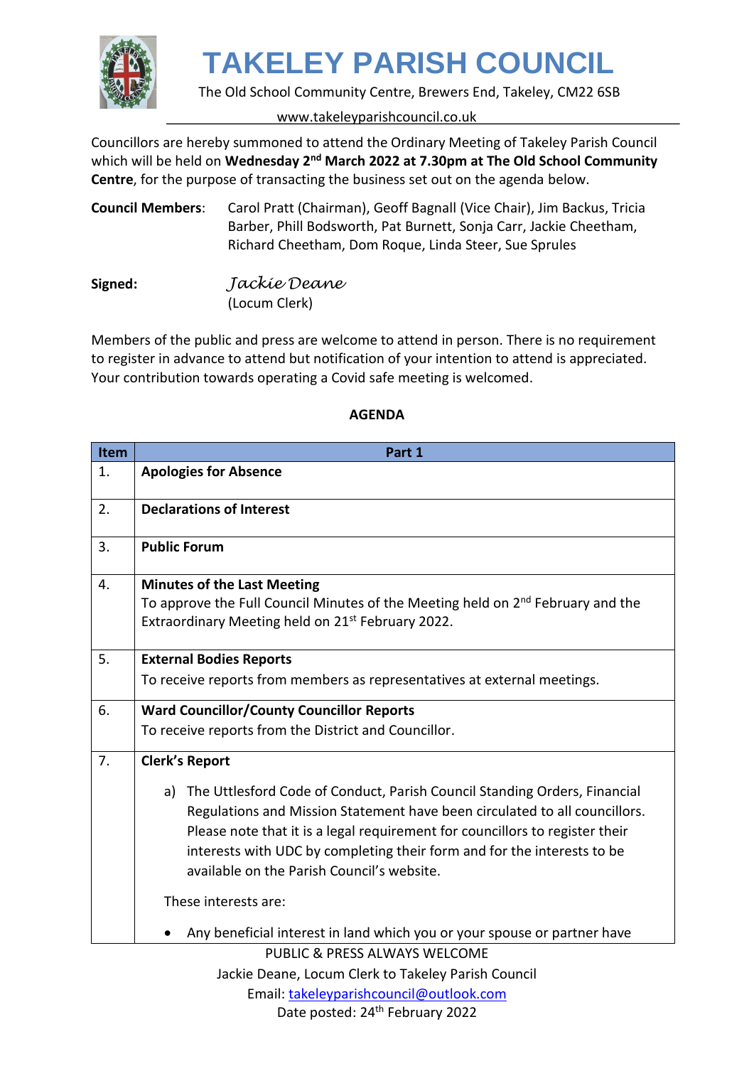# TAKELEY PARISH COUNCIL

The Old School Community Centre, Brewers End, Takeley, CM22 6SB

www.takeleyparishcouncil.co.uk

Councillors are hereby summoned to attend the Ordinary Meeting of Takeley Parish Council which will be held on **Wednesday 2nd March 2022 at 7.30pm at The Old School Community Centre**, for the purpose of transacting the business set out on the agenda below.

**Council Members**: Carol Pratt (Chairman), Geoff Bagnall (Vice Chair), Jim Backus, Tricia Barber, Phill Bodsworth, Pat Burnett, Sonja Carr, Jackie Cheetham, Richard Cheetham, Dom Roque, Linda Steer, Sue Sprules

**Signed:** *Jackie Deane*
(Locum Clerk)

Members of the public and press are welcome to attend in person. There is no requirement to register in advance to attend but notification of your intention to attend is appreciated. Your contribution towards operating a Covid safe meeting is welcomed.

**AGENDA**

| Item | Part 1 |
|---|---|
| 1. | **Apologies for Absence** |
| 2. | **Declarations of Interest** |
| 3. | **Public Forum** |
| 4. | **Minutes of the Last Meeting**<br>To approve the Full Council Minutes of the Meeting held on 2nd February and the Extraordinary Meeting held on 21st February 2022. |
| 5. | **External Bodies Reports**<br>To receive reports from members as representatives at external meetings. |
| 6. | **Ward Councillor/County Councillor Reports**<br>To receive reports from the District and Councillor. |
| 7. | **Clerk's Report**<br>a) The Uttlesford Code of Conduct, Parish Council Standing Orders, Financial Regulations and Mission Statement have been circulated to all councillors. Please note that it is a legal requirement for councillors to register their interests with UDC by completing their form and for the interests to be available on the Parish Council's website.<br>These interests are:<br>• Any beneficial interest in land which you or your spouse or partner have |

PUBLIC & PRESS ALWAYS WELCOME
Jackie Deane, Locum Clerk to Takeley Parish Council
Email: takeleyparishcouncil@outlook.com
Date posted: 24th February 2022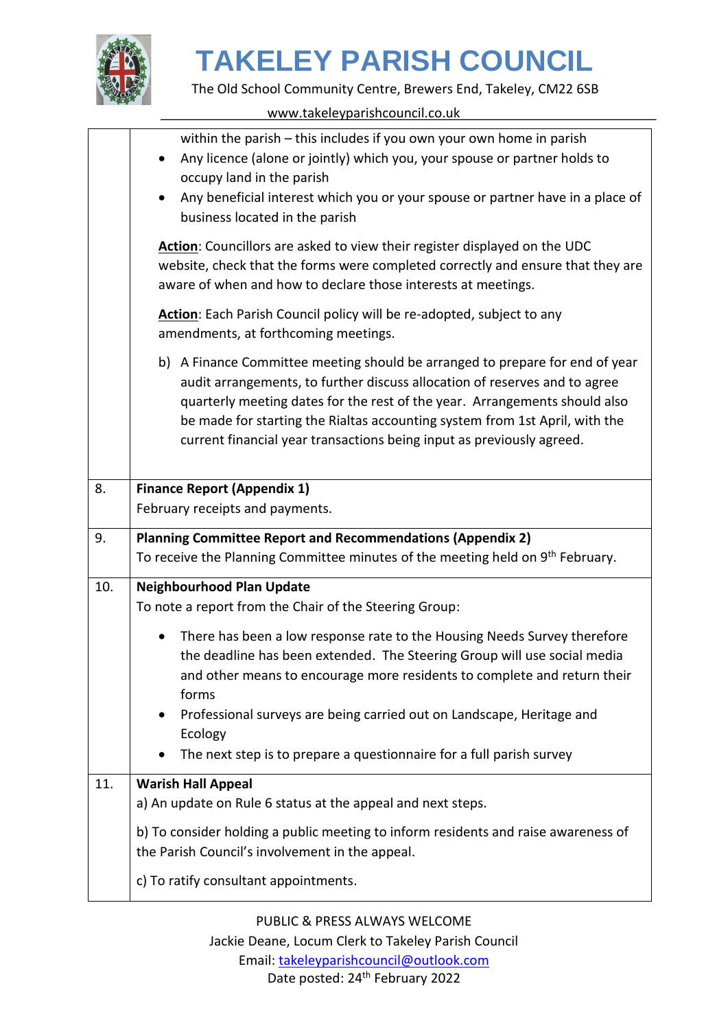| | |
|---|---|
| | within the parish – this includes if you own your own home in parish<br>• Any licence (alone or jointly) which you, your spouse or partner holds to occupy land in the parish<br>• Any beneficial interest which you or your spouse or partner have in a place of business located in the parish<br><br>**Action**: Councillors are asked to view their register displayed on the UDC website, check that the forms were completed correctly and ensure that they are aware of when and how to declare those interests at meetings.<br><br>**Action**: Each Parish Council policy will be re-adopted, subject to any amendments, at forthcoming meetings.<br><br>b) A Finance Committee meeting should be arranged to prepare for end of year audit arrangements, to further discuss allocation of reserves and to agree quarterly meeting dates for the rest of the year. Arrangements should also be made for starting the Rialtas accounting system from 1st April, with the current financial year transactions being input as previously agreed. |
| 8. | **Finance Report (Appendix 1)**<br>February receipts and payments. |
| 9. | **Planning Committee Report and Recommendations (Appendix 2)**<br>To receive the Planning Committee minutes of the meeting held on 9th February. |
| 10. | **Neighbourhood Plan Update**<br>To note a report from the Chair of the Steering Group:<br>• There has been a low response rate to the Housing Needs Survey therefore the deadline has been extended. The Steering Group will use social media and other means to encourage more residents to complete and return their forms<br>• Professional surveys are being carried out on Landscape, Heritage and Ecology<br>• The next step is to prepare a questionnaire for a full parish survey |
| 11. | **Warish Hall Appeal**<br>a) An update on Rule 6 status at the appeal and next steps.<br><br>b) To consider holding a public meeting to inform residents and raise awareness of the Parish Council's involvement in the appeal.<br><br>c) To ratify consultant appointments. |

PUBLIC & PRESS ALWAYS WELCOME
Jackie Deane, Locum Clerk to Takeley Parish Council
Email: takeleyparishcouncil@outlook.com
Date posted: 24th February 2022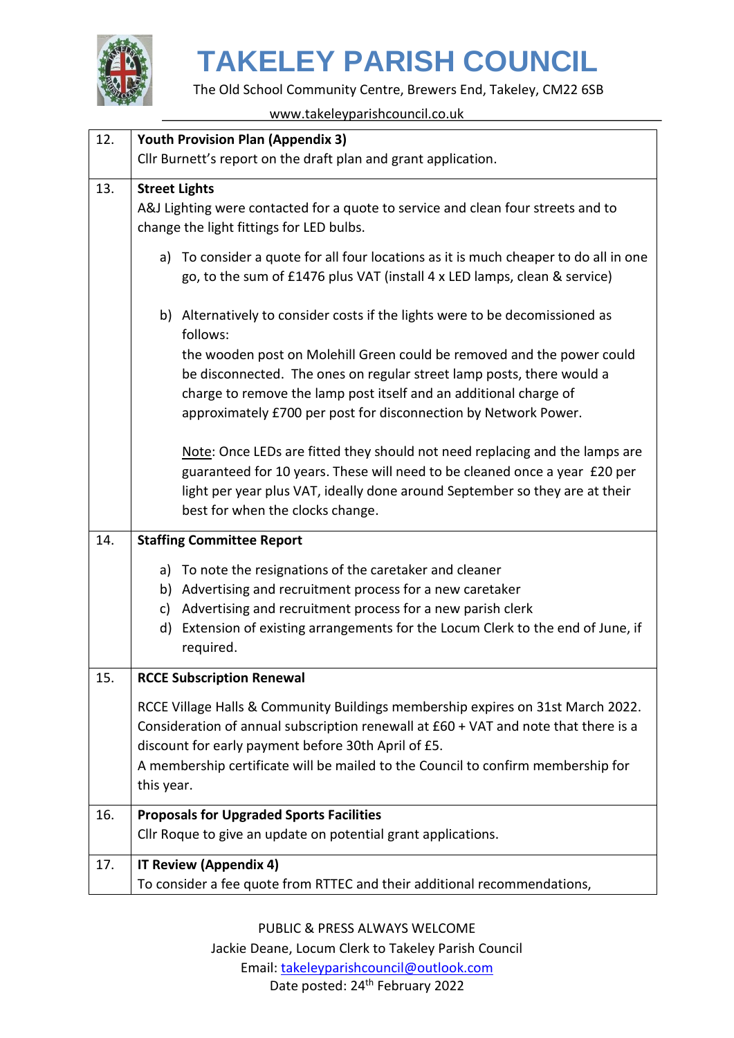# TAKELEY PARISH COUNCIL

The Old School Community Centre, Brewers End, Takeley, CM22 6SB

www.takeleyparishcouncil.co.uk

| | |
|---|---|
| 12. | **Youth Provision Plan (Appendix 3)**<br>Cllr Burnett's report on the draft plan and grant application. |
| 13. | **Street Lights**<br>A&J Lighting were contacted for a quote to service and clean four streets and to change the light fittings for LED bulbs.<br><br>a) To consider a quote for all four locations as it is much cheaper to do all in one go, to the sum of £1476 plus VAT (install 4 x LED lamps, clean & service)<br><br>b) Alternatively to consider costs if the lights were to be decomissioned as follows:<br>the wooden post on Molehill Green could be removed and the power could be disconnected. The ones on regular street lamp posts, there would a charge to remove the lamp post itself and an additional charge of approximately £700 per post for disconnection by Network Power.<br><br>Note: Once LEDs are fitted they should not need replacing and the lamps are guaranteed for 10 years. These will need to be cleaned once a year £20 per light per year plus VAT, ideally done around September so they are at their best for when the clocks change. |
| 14. | **Staffing Committee Report**<br><br>a) To note the resignations of the caretaker and cleaner<br>b) Advertising and recruitment process for a new caretaker<br>c) Advertising and recruitment process for a new parish clerk<br>d) Extension of existing arrangements for the Locum Clerk to the end of June, if required. |
| 15. | **RCCE Subscription Renewal**<br><br>RCCE Village Halls & Community Buildings membership expires on 31st March 2022. Consideration of annual subscription renewall at £60 + VAT and note that there is a discount for early payment before 30th April of £5.<br>A membership certificate will be mailed to the Council to confirm membership for this year. |
| 16. | **Proposals for Upgraded Sports Facilities**<br>Cllr Roque to give an update on potential grant applications. |
| 17. | **IT Review (Appendix 4)**<br>To consider a fee quote from RTTEC and their additional recommendations, |

PUBLIC & PRESS ALWAYS WELCOME

Jackie Deane, Locum Clerk to Takeley Parish Council

Email: takeleyparishcouncil@outlook.com

Date posted: 24th February 2022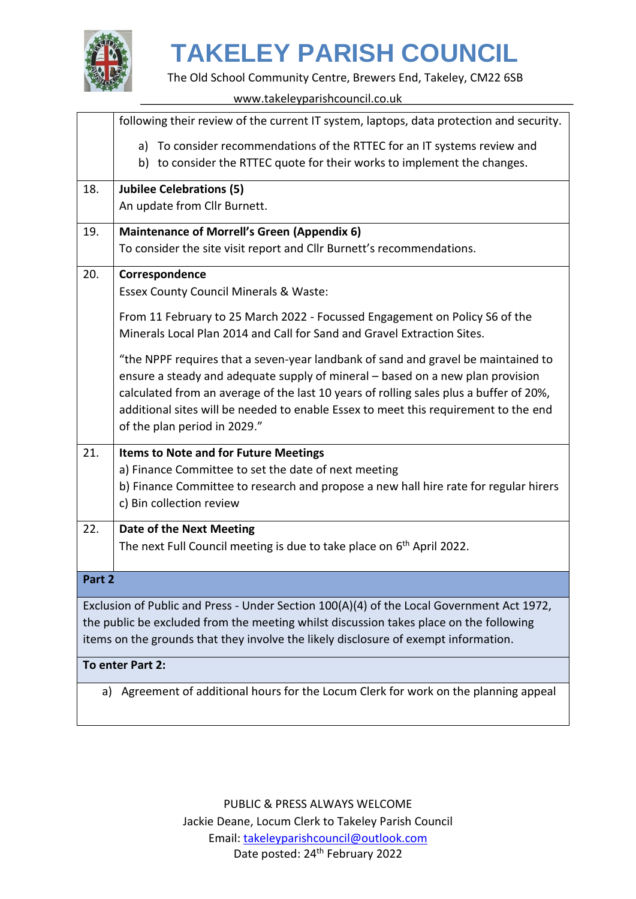# TAKELEY PARISH COUNCIL

The Old School Community Centre, Brewers End, Takeley, CM22 6SB

www.takeleyparishcouncil.co.uk

| | |
|---|---|
| | following their review of the current IT system, laptops, data protection and security.<br><br>a) To consider recommendations of the RTTEC for an IT systems review and<br>b) to consider the RTTEC quote for their works to implement the changes. |
| 18. | **Jubilee Celebrations (5)**<br>An update from Cllr Burnett. |
| 19. | **Maintenance of Morrell's Green (Appendix 6)**<br>To consider the site visit report and Cllr Burnett's recommendations. |
| 20. | **Correspondence**<br>Essex County Council Minerals & Waste:<br><br>From 11 February to 25 March 2022 - Focussed Engagement on Policy S6 of the Minerals Local Plan 2014 and Call for Sand and Gravel Extraction Sites.<br><br>"the NPPF requires that a seven-year landbank of sand and gravel be maintained to ensure a steady and adequate supply of mineral – based on a new plan provision calculated from an average of the last 10 years of rolling sales plus a buffer of 20%, additional sites will be needed to enable Essex to meet this requirement to the end of the plan period in 2029." |
| 21. | **Items to Note and for Future Meetings**<br>a) Finance Committee to set the date of next meeting<br>b) Finance Committee to research and propose a new hall hire rate for regular hirers<br>c) Bin collection review |
| 22. | **Date of the Next Meeting**<br>The next Full Council meeting is due to take place on 6th April 2022. |
| **Part 2** | |
| Exclusion of Public and Press - Under Section 100(A)(4) of the Local Government Act 1972, the public be excluded from the meeting whilst discussion takes place on the following items on the grounds that they involve the likely disclosure of exempt information. | |
| **To enter Part 2:** | |
| a) Agreement of additional hours for the Locum Clerk for work on the planning appeal | |

PUBLIC & PRESS ALWAYS WELCOME
Jackie Deane, Locum Clerk to Takeley Parish Council
Email: takeleyparishcouncil@outlook.com
Date posted: 24th February 2022